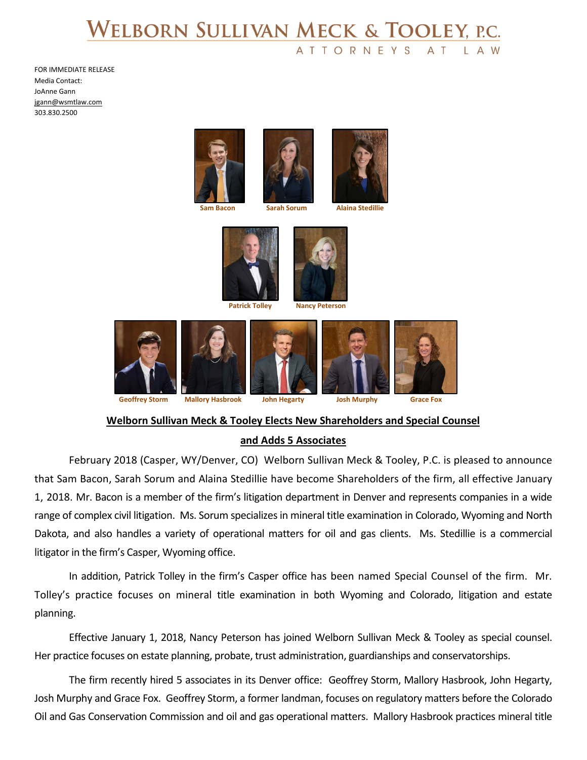# WELBORN SULLIVAN MECK & TOOLEY, P.C.

ATTORNEYS AT LAW

FOR IMMEDIATE RELEASE
Media Contact:
JoAnne Gann
jgann@wsmtlaw.com
303.830.2500

Sam Bacon | Sarah Sorum | Alaina Stedillie

Patrick Tolley | Nancy Peterson

Geoffrey Storm | Mallory Hasbrook | John Hegarty | Josh Murphy | Grace Fox

## Welborn Sullivan Meck & Tooley Elects New Shareholders and Special Counsel and Adds 5 Associates

February 2018 (Casper, WY/Denver, CO) Welborn Sullivan Meck & Tooley, P.C. is pleased to announce that Sam Bacon, Sarah Sorum and Alaina Stedillie have become Shareholders of the firm, all effective January 1, 2018. Mr. Bacon is a member of the firm's litigation department in Denver and represents companies in a wide range of complex civil litigation. Ms. Sorum specializes in mineral title examination in Colorado, Wyoming and North Dakota, and also handles a variety of operational matters for oil and gas clients. Ms. Stedillie is a commercial litigator in the firm's Casper, Wyoming office.

In addition, Patrick Tolley in the firm's Casper office has been named Special Counsel of the firm. Mr. Tolley's practice focuses on mineral title examination in both Wyoming and Colorado, litigation and estate planning.

Effective January 1, 2018, Nancy Peterson has joined Welborn Sullivan Meck & Tooley as special counsel. Her practice focuses on estate planning, probate, trust administration, guardianships and conservatorships.

The firm recently hired 5 associates in its Denver office: Geoffrey Storm, Mallory Hasbrook, John Hegarty, Josh Murphy and Grace Fox. Geoffrey Storm, a former landman, focuses on regulatory matters before the Colorado Oil and Gas Conservation Commission and oil and gas operational matters. Mallory Hasbrook practices mineral title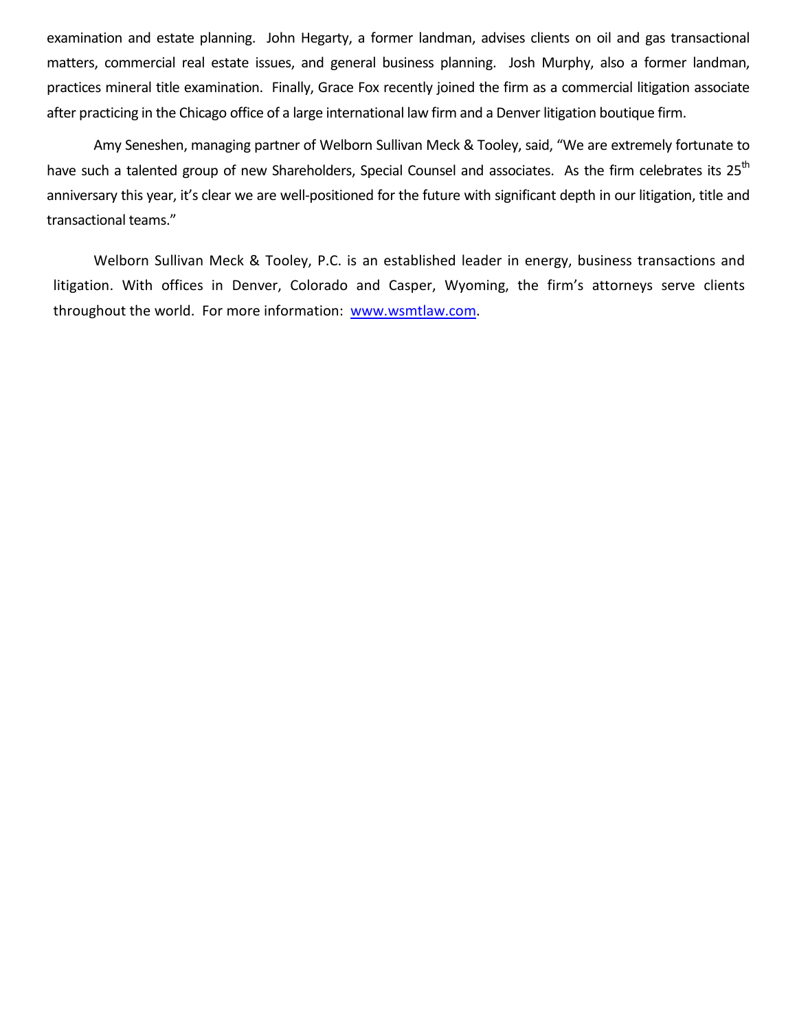examination and estate planning. John Hegarty, a former landman, advises clients on oil and gas transactional matters, commercial real estate issues, and general business planning. Josh Murphy, also a former landman, practices mineral title examination. Finally, Grace Fox recently joined the firm as a commercial litigation associate after practicing in the Chicago office of a large international law firm and a Denver litigation boutique firm.

Amy Seneshen, managing partner of Welborn Sullivan Meck & Tooley, said, "We are extremely fortunate to have such a talented group of new Shareholders, Special Counsel and associates. As the firm celebrates its 25th anniversary this year, it's clear we are well-positioned for the future with significant depth in our litigation, title and transactional teams."

Welborn Sullivan Meck & Tooley, P.C. is an established leader in energy, business transactions and litigation. With offices in Denver, Colorado and Casper, Wyoming, the firm's attorneys serve clients throughout the world. For more information: [www.wsmtlaw.com](http://www.wsmtlaw.com).